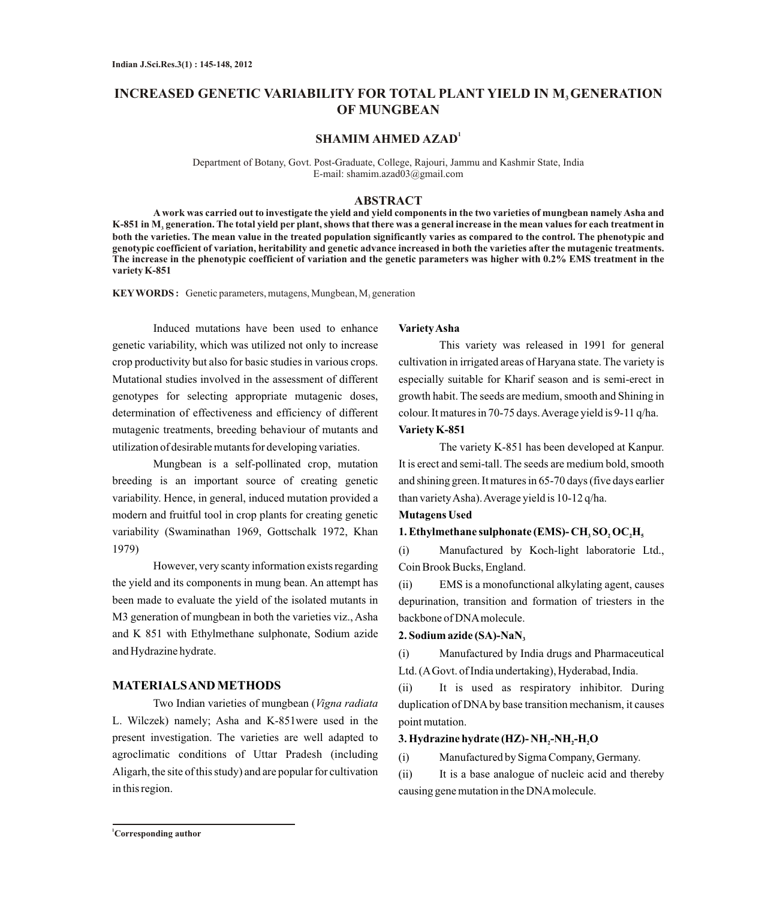# INCREASED GENETIC VARIABILITY FOR TOTAL PLANT YIELD IN $M_3$ GENERATION OF MUNGBEAN

**SHAMIM AHMED AZAD**[1]

Department of Botany, Govt. Post-Graduate, College, Rajouri, Jammu and Kashmir State, India
E-mail: shamim.azad03@gmail.com

## ABSTRACT

**A work was carried out to investigate the yield and yield components in the two varieties of mungbean namely Asha and K-851 in $M_3$ generation. The total yield per plant, shows that there was a general increase in the mean values for each treatment in both the varieties. The mean value in the treated population significantly varies as compared to the control. The phenotypic and genotypic coefficient of variation, heritability and genetic advance increased in both the varieties after the mutagenic treatments. The increase in the phenotypic coefficient of variation and the genetic parameters was higher with 0.2% EMS treatment in the variety K-851**

**KEY WORDS :** Genetic parameters, mutagens, Mungbean, $M_3$ generation

Induced mutations have been used to enhance genetic variability, which was utilized not only to increase crop productivity but also for basic studies in various crops. Mutational studies involved in the assessment of different genotypes for selecting appropriate mutagenic doses, determination of effectiveness and efficiency of different mutagenic treatments, breeding behaviour of mutants and utilization of desirable mutants for developing varieties.

Mungbean is a self-pollinated crop, mutation breeding is an important source of creating genetic variability. Hence, in general, induced mutation provided a modern and fruitful tool in crop plants for creating genetic variability (Swaminathan 1969, Gottschalk 1972, Khan 1979)

However, very scanty information exists regarding the yield and its components in mung bean. An attempt has been made to evaluate the yield of the isolated mutants in M3 generation of mungbean in both the varieties viz., Asha and K 851 with Ethylmethane sulphonate, Sodium azide and Hydrazine hydrate.

## MATERIALS AND METHODS

Two Indian varieties of mungbean (*Vigna radiata* L. Wilczek) namely; Asha and K-851were used in the present investigation. The varieties are well adapted to agroclimatic conditions of Uttar Pradesh (including Aligarh, the site of this study) and are popular for cultivation in this region.

**Variety Asha**

This variety was released in 1991 for general cultivation in irrigated areas of Haryana state. The variety is especially suitable for Kharif season and is semi-erect in growth habit. The seeds are medium, smooth and Shining in colour. It matures in 70-75 days. Average yield is 9-11 q/ha.

**Variety K-851**

The variety K-851 has been developed at Kanpur. It is erect and semi-tall. The seeds are medium bold, smooth and shining green. It matures in 65-70 days (five days earlier than variety Asha). Average yield is 10-12 q/ha.

**Mutagens Used**

**1. Ethylmethane sulphonate (EMS)- $CH_3\,SO_2\,OC_2H_5$**

(i) Manufactured by Koch-light laboratorie Ltd., Coin Brook Bucks, England.

(ii) EMS is a monofunctional alkylating agent, causes depurination, transition and formation of triesters in the backbone of DNA molecule.

**2. Sodium azide (SA)-$NaN_3$**

(i) Manufactured by India drugs and Pharmaceutical Ltd. (A Govt. of India undertaking), Hyderabad, India.

(ii) It is used as respiratory inhibitor. During duplication of DNA by base transition mechanism, it causes point mutation.

**3. Hydrazine hydrate (HZ)- $NH_2$-$NH_2$-$H_2O$**

(i) Manufactured by Sigma Company, Germany.

(ii) It is a base analogue of nucleic acid and thereby causing gene mutation in the DNA molecule.

[1] Corresponding author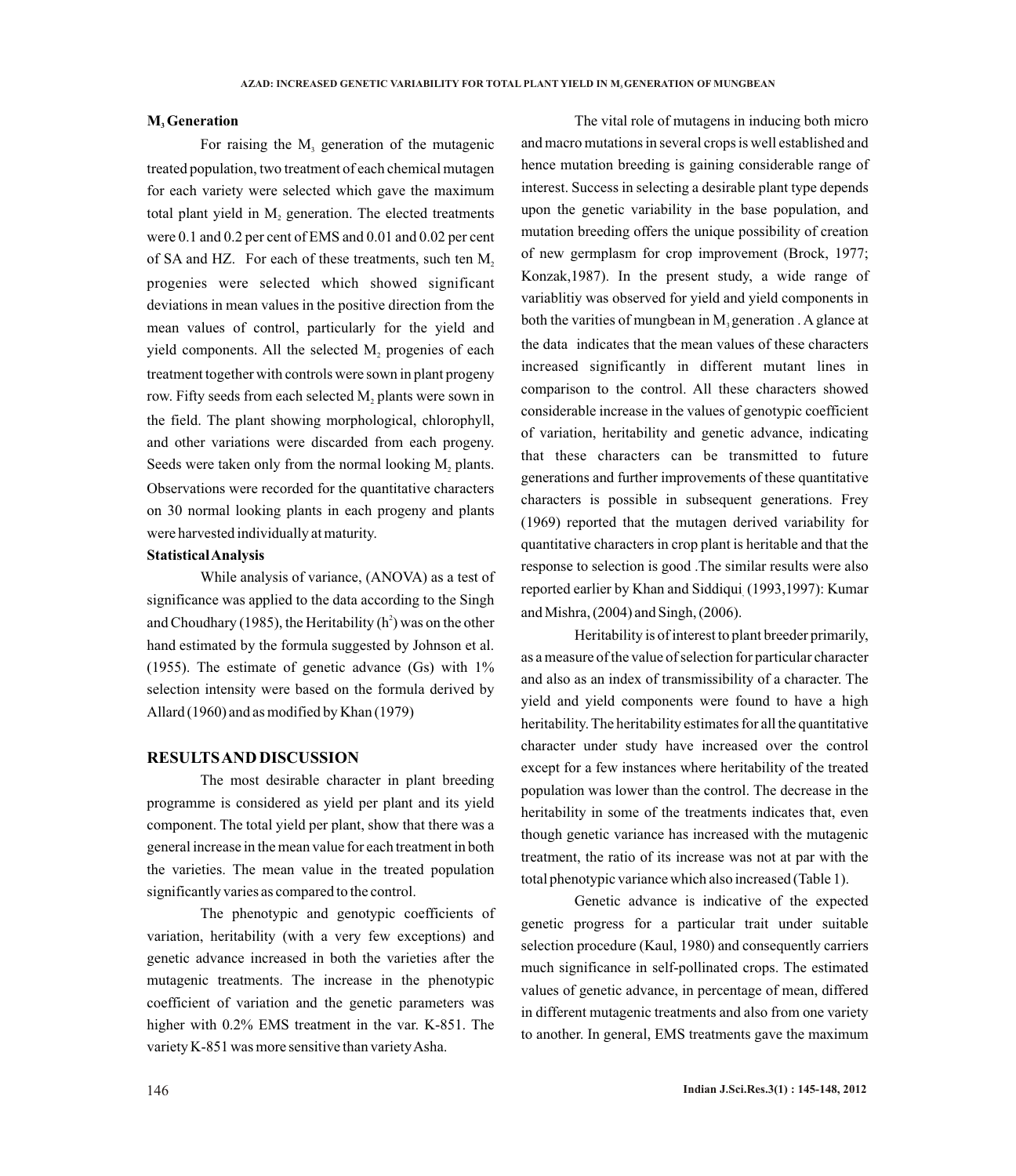### $M_3$ Generation

For raising the $M_3$ generation of the mutagenic treated population, two treatment of each chemical mutagen for each variety were selected which gave the maximum total plant yield in $M_2$ generation. The elected treatments were 0.1 and 0.2 per cent of EMS and 0.01 and 0.02 per cent of SA and HZ. For each of these treatments, such ten $M_2$ progenies were selected which showed significant deviations in mean values in the positive direction from the mean values of control, particularly for the yield and yield components. All the selected $M_2$ progenies of each treatment together with controls were sown in plant progeny row. Fifty seeds from each selected $M_2$ plants were sown in the field. The plant showing morphological, chlorophyll, and other variations were discarded from each progeny. Seeds were taken only from the normal looking $M_2$ plants. Observations were recorded for the quantitative characters on 30 normal looking plants in each progeny and plants were harvested individually at maturity.

### Statistical Analysis

While analysis of variance, (ANOVA) as a test of significance was applied to the data according to the Singh and Choudhary (1985), the Heritability ($h^2$) was on the other hand estimated by the formula suggested by Johnson et al. (1955). The estimate of genetic advance (Gs) with 1% selection intensity were based on the formula derived by Allard (1960) and as modified by Khan (1979)

## RESULTS AND DISCUSSION

The most desirable character in plant breeding programme is considered as yield per plant and its yield component. The total yield per plant, show that there was a general increase in the mean value for each treatment in both the varieties. The mean value in the treated population significantly varies as compared to the control.

The phenotypic and genotypic coefficients of variation, heritability (with a very few exceptions) and genetic advance increased in both the varieties after the mutagenic treatments. The increase in the phenotypic coefficient of variation and the genetic parameters was higher with 0.2% EMS treatment in the var. K-851. The variety K-851 was more sensitive than variety Asha.

The vital role of mutagens in inducing both micro and macro mutations in several crops is well established and hence mutation breeding is gaining considerable range of interest. Success in selecting a desirable plant type depends upon the genetic variability in the base population, and mutation breeding offers the unique possibility of creation of new germplasm for crop improvement (Brock, 1977; Konzak,1987). In the present study, a wide range of variablitiy was observed for yield and yield components in both the varities of mungbean in $M_3$ generation . A glance at the data indicates that the mean values of these characters increased significantly in different mutant lines in comparison to the control. All these characters showed considerable increase in the values of genotypic coefficient of variation, heritability and genetic advance, indicating that these characters can be transmitted to future generations and further improvements of these quantitative characters is possible in subsequent generations. Frey (1969) reported that the mutagen derived variability for quantitative characters in crop plant is heritable and that the response to selection is good .The similar results were also reported earlier by Khan and Siddiqui, (1993,1997): Kumar and Mishra, (2004) and Singh, (2006).

Heritability is of interest to plant breeder primarily, as a measure of the value of selection for particular character and also as an index of transmissibility of a character. The yield and yield components were found to have a high heritability. The heritability estimates for all the quantitative character under study have increased over the control except for a few instances where heritability of the treated population was lower than the control. The decrease in the heritability in some of the treatments indicates that, even though genetic variance has increased with the mutagenic treatment, the ratio of its increase was not at par with the total phenotypic variance which also increased (Table 1).

Genetic advance is indicative of the expected genetic progress for a particular trait under suitable selection procedure (Kaul, 1980) and consequently carriers much significance in self-pollinated crops. The estimated values of genetic advance, in percentage of mean, differed in different mutagenic treatments and also from one variety to another. In general, EMS treatments gave the maximum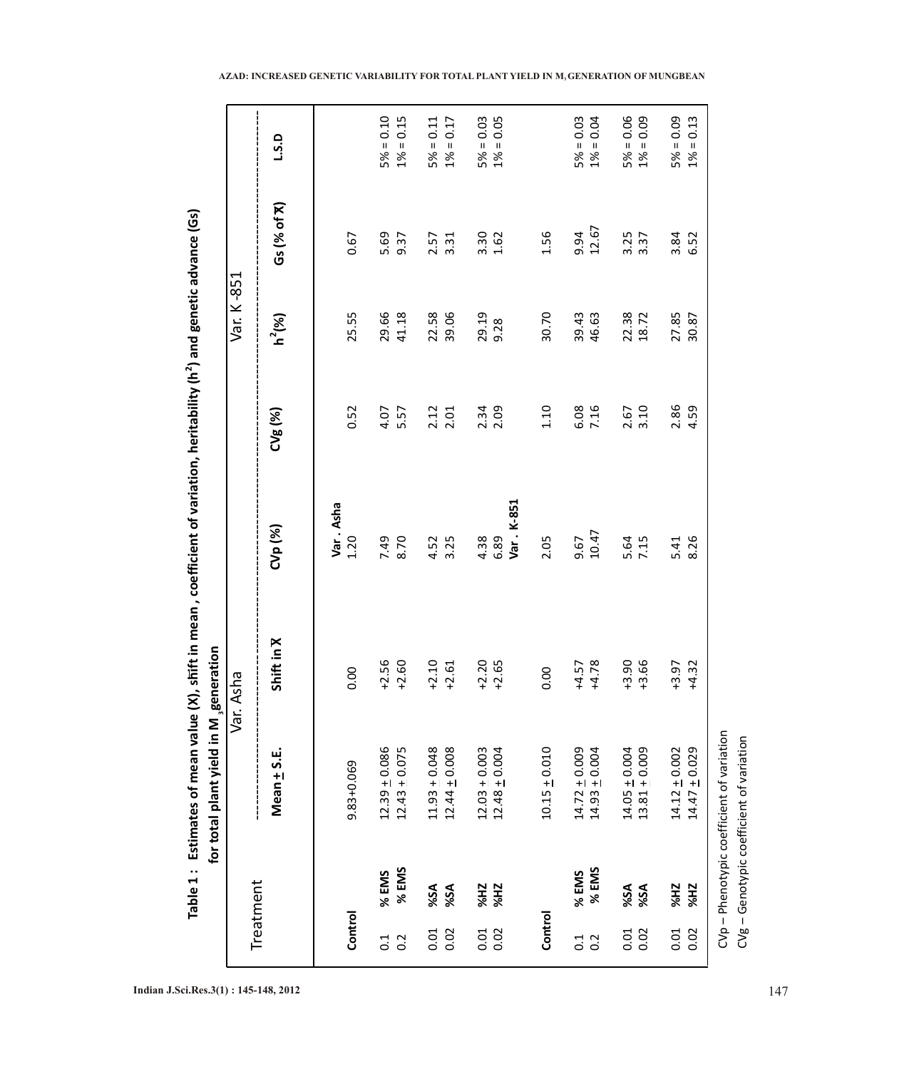**Table 1 : Estimates of mean value ($\bar{X}$), shift in mean, coefficient of variation, heritability ($h^2$) and genetic advance (Gs) for total plant yield in $M_3$ generation**

| Treatment | | Var. Asha | | | | Var. K-851 | | |
|---|---|---|---|---|---|---|---|---|
| | | Mean ± S.E. | Shift in $\bar{X}$ | CVp (%) | CVg (%) | $h^2$(%) | Gs (% of $\bar{X}$) | L.S.D |
| | | | | **Var. Asha** | | | | |
| **Control** | | 9.83+0.069 | 0.00 | 1.20 | 0.52 | 25.55 | 0.67 | |
| 0.1 | **% EMS** | 12.39 ± 0.086 | +2.56 | 7.49 | 4.07 | 29.66 | 5.69 | 5% = 0.10 |
| 0.2 | **% EMS** | 12.43 + 0.075 | +2.60 | 8.70 | 5.57 | 41.18 | 9.37 | 1% = 0.15 |
| 0.01 | **%SA** | 11.93 + 0.048 | +2.10 | 4.52 | 2.12 | 22.58 | 2.57 | 5% = 0.11 |
| 0.02 | **%SA** | 12.44 ± 0.008 | +2.61 | 3.25 | 2.01 | 39.06 | 3.31 | 1% = 0.17 |
| 0.01 | **%HZ** | 12.03 + 0.003 | +2.20 | 4.38 | 2.34 | 29.19 | 3.30 | 5% = 0.03 |
| 0.02 | **%HZ** | 12.48 ± 0.004 | +2.65 | 6.89 | 2.09 | 9.28 | 1.62 | 1% = 0.05 |
| | | | | **Var . K-851** | | | | |
| **Control** | | 10.15 ± 0.010 | 0.00 | 2.05 | 1.10 | 30.70 | 1.56 | |
| 0.1 | **% EMS** | 14.72 ± 0.009 | +4.57 | 9.67 | 6.08 | 39.43 | 9.94 | 5% = 0.03 |
| 0.2 | **% EMS** | 14.93 ± 0.004 | +4.78 | 10.47 | 7.16 | 46.63 | 12.67 | 1% = 0.04 |
| 0.01 | **%SA** | 14.05 ± 0.004 | +3.90 | 5.64 | 2.67 | 22.38 | 3.25 | 5% = 0.06 |
| 0.02 | **%SA** | 13.81 + 0.009 | +3.66 | 7.15 | 3.10 | 18.72 | 3.37 | 1% = 0.09 |
| 0.01 | **%HZ** | 14.12 ± 0.002 | +3.97 | 5.41 | 2.86 | 27.85 | 3.84 | 5% = 0.09 |
| 0.02 | **%HZ** | 14.47 ± 0.029 | +4.32 | 8.26 | 4.59 | 30.87 | 6.52 | 1% = 0.13 |

CVp – Phenotypic coefficient of variation

CVg – Genotypic coefficient of variation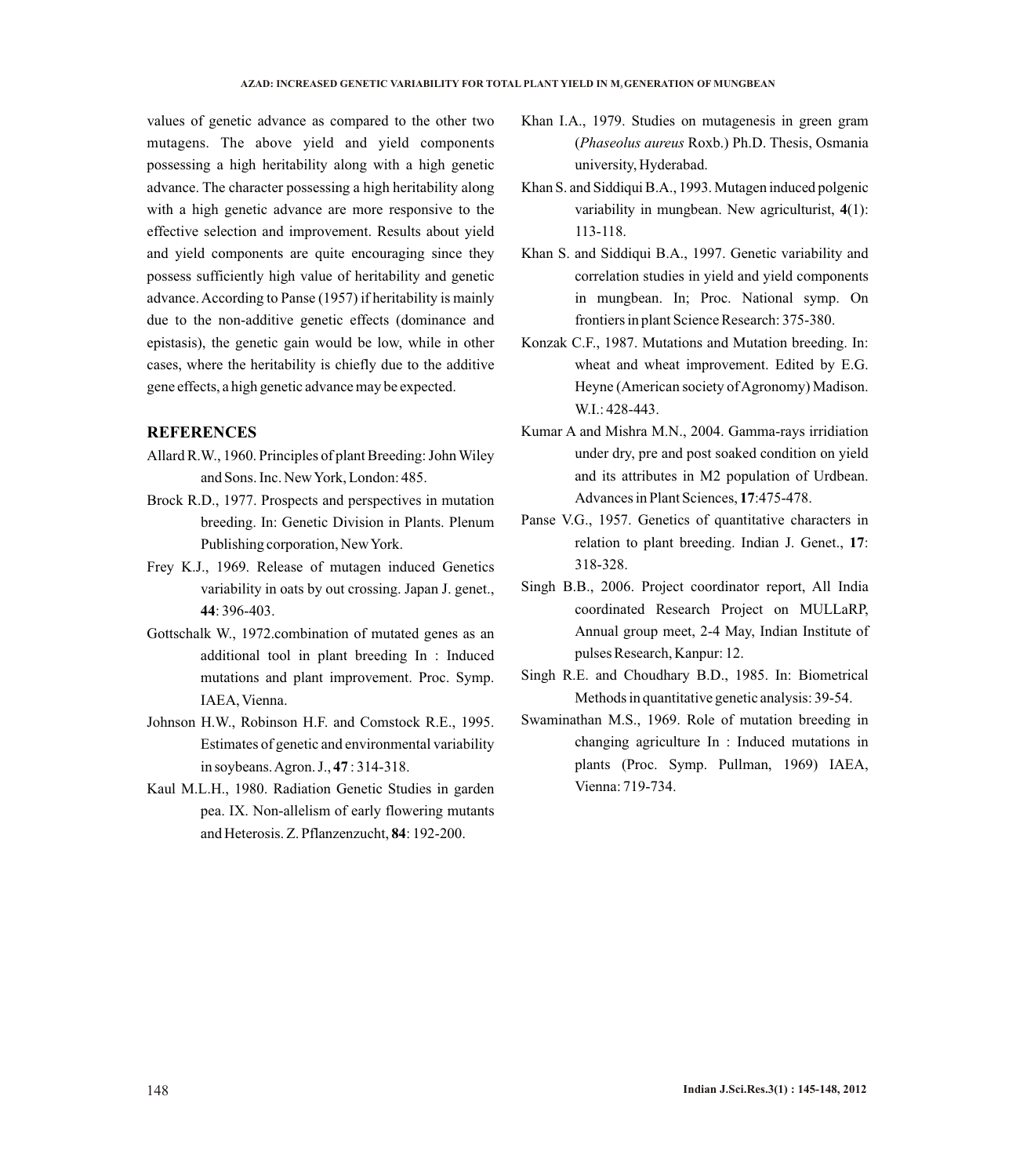values of genetic advance as compared to the other two mutagens. The above yield and yield components possessing a high heritability along with a high genetic advance. The character possessing a high heritability along with a high genetic advance are more responsive to the effective selection and improvement. Results about yield and yield components are quite encouraging since they possess sufficiently high value of heritability and genetic advance. According to Panse (1957) if heritability is mainly due to the non-additive genetic effects (dominance and epistasis), the genetic gain would be low, while in other cases, where the heritability is chiefly due to the additive gene effects, a high genetic advance may be expected.

## REFERENCES

Allard R.W., 1960. Principles of plant Breeding: John Wiley and Sons. Inc. New York, London: 485.

Brock R.D., 1977. Prospects and perspectives in mutation breeding. In: Genetic Division in Plants. Plenum Publishing corporation, New York.

Frey K.J., 1969. Release of mutagen induced Genetics variability in oats by out crossing. Japan J. genet., **44**: 396-403.

Gottschalk W., 1972.combination of mutated genes as an additional tool in plant breeding In : Induced mutations and plant improvement. Proc. Symp. IAEA, Vienna.

Johnson H.W., Robinson H.F. and Comstock R.E., 1995. Estimates of genetic and environmental variability in soybeans. Agron. J., **47** : 314-318.

Kaul M.L.H., 1980. Radiation Genetic Studies in garden pea. IX. Non-allelism of early flowering mutants and Heterosis. Z. Pflanzenzucht, **84**: 192-200.

Khan I.A., 1979. Studies on mutagenesis in green gram (*Phaseolus aureus* Roxb.) Ph.D. Thesis, Osmania university, Hyderabad.

Khan S. and Siddiqui B.A., 1993. Mutagen induced polgenic variability in mungbean. New agriculturist, **4**(1): 113-118.

Khan S. and Siddiqui B.A., 1997. Genetic variability and correlation studies in yield and yield components in mungbean. In; Proc. National symp. On frontiers in plant Science Research: 375-380.

Konzak C.F., 1987. Mutations and Mutation breeding. In: wheat and wheat improvement. Edited by E.G. Heyne (American society of Agronomy) Madison. W.I.: 428-443.

Kumar A and Mishra M.N., 2004. Gamma-rays irridiation under dry, pre and post soaked condition on yield and its attributes in M2 population of Urdbean. Advances in Plant Sciences, **17**:475-478.

Panse V.G., 1957. Genetics of quantitative characters in relation to plant breeding. Indian J. Genet., **17**: 318-328.

Singh B.B., 2006. Project coordinator report, All India coordinated Research Project on MULLaRP, Annual group meet, 2-4 May, Indian Institute of pulses Research, Kanpur: 12.

Singh R.E. and Choudhary B.D., 1985. In: Biometrical Methods in quantitative genetic analysis: 39-54.

Swaminathan M.S., 1969. Role of mutation breeding in changing agriculture In : Induced mutations in plants (Proc. Symp. Pullman, 1969) IAEA, Vienna: 719-734.